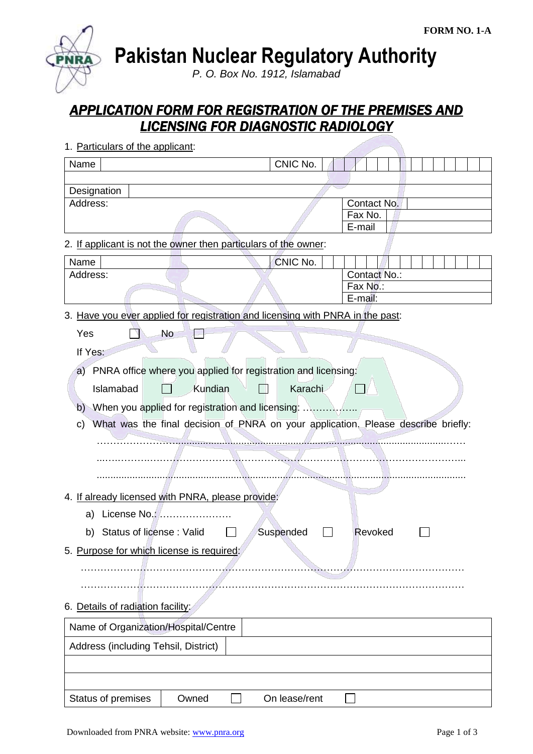FORM NO. 1-A

# Pakistan Nuclear Regulatory Authority

*P. O. Box No. 1912, Islamabad*

## APPLICATION FORM FOR REGISTRATION OF THE PREMISES AND LICENSING FOR DIAGNOSTIC RADIOLOGY

1. Particulars of the applicant:

| Name | | CNIC No. | |
|---|---|---|---|
| | | | |
| Designation | | | |
| Address: | | Contact No. | |
| | | Fax No. | |
| | | E-mail | |

2. If applicant is not the owner then particulars of the owner:

| Name | | CNIC No. | |
|---|---|---|---|
| Address: | | Contact No.: | |
| | | Fax No.: | |
| | | E-mail: | |

3. Have you ever applied for registration and licensing with PNRA in the past:

   Yes ☐ No ☐

   If Yes:

   a) PNRA office where you applied for registration and licensing:

      Islamabad ☐ Kundian ☐ Karachi ☐

   b) When you applied for registration and licensing: ……………..

   c) What was the final decision of PNRA on your application. Please describe briefly:

      ……………………………………………………………………………………………

      ……………………………………………………………………………………………

      ……………………………………………………………………………………………

4. If already licensed with PNRA, please provide:

   a) License No.: ………………….

   b) Status of license : Valid ☐ Suspended ☐ Revoked ☐

5. Purpose for which license is required:

   ……………………………………………………………………………………………

   ……………………………………………………………………………………………

6. Details of radiation facility:

| Name of Organization/Hospital/Centre | | | |
|---|---|---|---|
| Address (including Tehsil, District) | | | |
| | | | |
| | | | |
| Status of premises | Owned ☐ | On lease/rent ☐ | |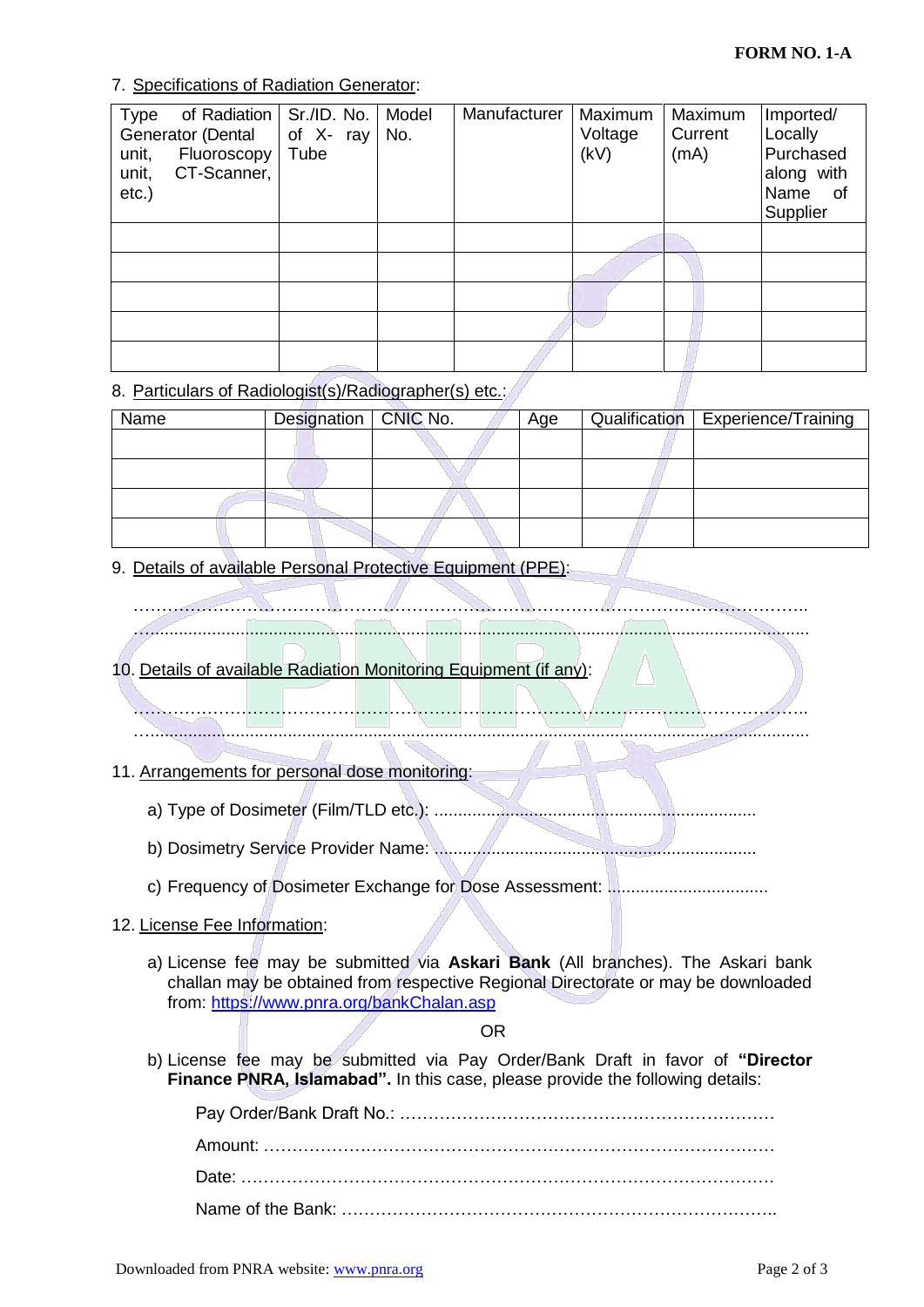**FORM NO. 1-A**

7. Specifications of Radiation Generator:

| Type of Radiation Generator (Dental unit, Fluoroscopy unit, CT-Scanner, etc.) | Sr./ID. No. of X- ray Tube | Model No. | Manufacturer | Maximum Voltage (kV) | Maximum Current (mA) | Imported/ Locally Purchased along with Name of Supplier |
|---|---|---|---|---|---|---|
| | | | | | | |
| | | | | | | |
| | | | | | | |
| | | | | | | |
| | | | | | | |

8. Particulars of Radiologist(s)/Radiographer(s) etc.:

| Name | Designation | CNIC No. | Age | Qualification | Experience/Training |
|---|---|---|---|---|---|
| | | | | | |
| | | | | | |
| | | | | | |
| | | | | | |

9. Details of available Personal Protective Equipment (PPE):

……………………………………………………………………………………………………..

……………………………………………………………………………………………………..

10. Details of available Radiation Monitoring Equipment (if any):

……………………………………………………………………………………………………..

……………………………………………………………………………………………………..

11. Arrangements for personal dose monitoring:

a) Type of Dosimeter (Film/TLD etc.): ....................................................................

b) Dosimetry Service Provider Name: ....................................................................

c) Frequency of Dosimeter Exchange for Dose Assessment: .................................

12. License Fee Information:

a) License fee may be submitted via **Askari Bank** (All branches). The Askari bank challan may be obtained from respective Regional Directorate or may be downloaded from: https://www.pnra.org/bankChalan.asp

OR

b) License fee may be submitted via Pay Order/Bank Draft in favor of **"Director Finance PNRA, Islamabad".** In this case, please provide the following details:

Pay Order/Bank Draft No.: …………………………………………………………

Amount: …………………………………………………………………………

Date: ………………………………………………………………………………

Name of the Bank: ………………………………………………………………..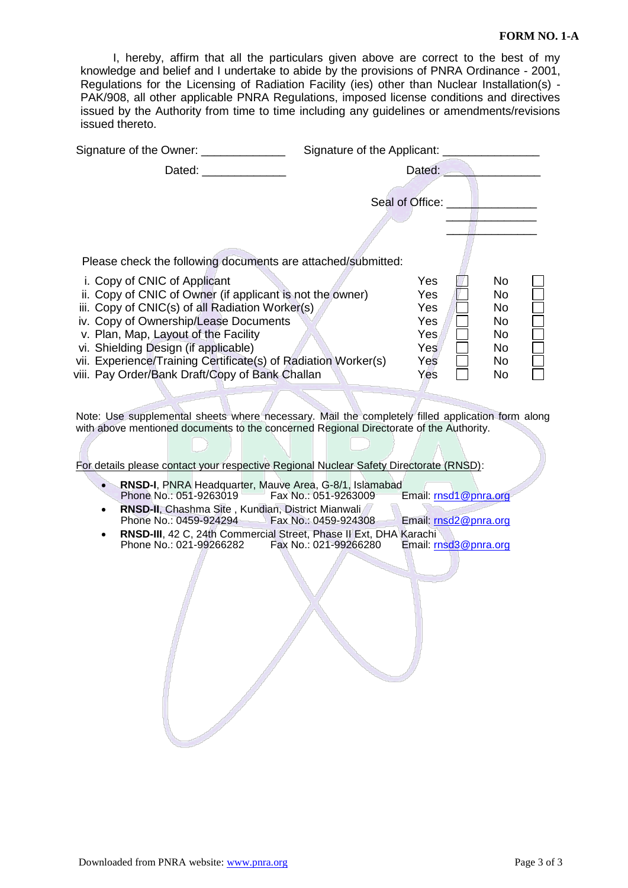**FORM NO. 1-A**

I, hereby, affirm that all the particulars given above are correct to the best of my knowledge and belief and I undertake to abide by the provisions of PNRA Ordinance - 2001, Regulations for the Licensing of Radiation Facility (ies) other than Nuclear Installation(s) - PAK/908, all other applicable PNRA Regulations, imposed license conditions and directives issued by the Authority from time to time including any guidelines or amendments/revisions issued thereto.

Signature of the Owner: _____________ Signature of the Applicant: _______________

Dated: _____________ Dated: _______________

Seal of Office: _______________
_______________
_______________

Please check the following documents are attached/submitted:

| | | | | |
|---|---|---|---|---|
| i. Copy of CNIC of Applicant | Yes | ☐ | No | ☐ |
| ii. Copy of CNIC of Owner (if applicant is not the owner) | Yes | ☐ | No | ☐ |
| iii. Copy of CNIC(s) of all Radiation Worker(s) | Yes | ☐ | No | ☐ |
| iv. Copy of Ownership/Lease Documents | Yes | ☐ | No | ☐ |
| v. Plan, Map, Layout of the Facility | Yes | ☐ | No | ☐ |
| vi. Shielding Design (if applicable) | Yes | ☐ | No | ☐ |
| vii. Experience/Training Certificate(s) of Radiation Worker(s) | Yes | ☐ | No | ☐ |
| viii. Pay Order/Bank Draft/Copy of Bank Challan | Yes | ☐ | No | ☐ |

Note: Use supplemental sheets where necessary. Mail the completely filled application form along with above mentioned documents to the concerned Regional Directorate of the Authority.

For details please contact your respective Regional Nuclear Safety Directorate (RNSD):

- **RNSD-I**, PNRA Headquarter, Mauve Area, G-8/1, Islamabad
  Phone No.: 051-9263019 Fax No.: 051-9263009 Email: rnsd1@pnra.org
- **RNSD-II**, Chashma Site , Kundian, District Mianwali
  Phone No.: 0459-924294 Fax No.: 0459-924308 Email: rnsd2@pnra.org
- **RNSD-III**, 42 C, 24th Commercial Street, Phase II Ext, DHA Karachi
  Phone No.: 021-99266282 Fax No.: 021-99266280 Email: rnsd3@pnra.org

Downloaded from PNRA website: www.pnra.org